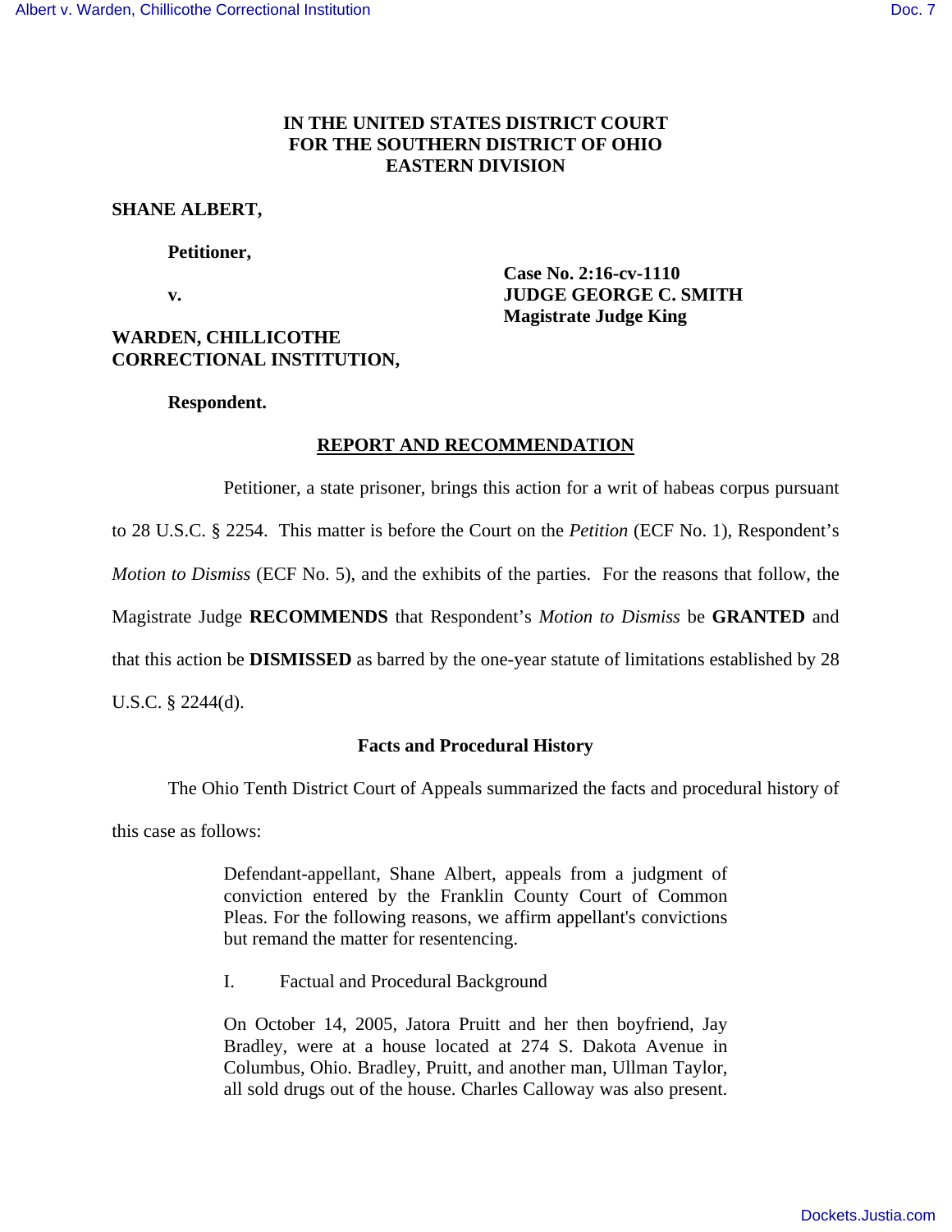**IN THE UNITED STATES DISTRICT COURT
FOR THE SOUTHERN DISTRICT OF OHIO
EASTERN DIVISION**

**SHANE ALBERT,**

**Petitioner,**

**v.**

**WARDEN, CHILLICOTHE CORRECTIONAL INSTITUTION,**

**Respondent.**

**Case No. 2:16-cv-1110**
**JUDGE GEORGE C. SMITH**
**Magistrate Judge King**

## REPORT AND RECOMMENDATION

Petitioner, a state prisoner, brings this action for a writ of habeas corpus pursuant to 28 U.S.C. § 2254. This matter is before the Court on the *Petition* (ECF No. 1), Respondent's *Motion to Dismiss* (ECF No. 5), and the exhibits of the parties. For the reasons that follow, the Magistrate Judge **RECOMMENDS** that Respondent's *Motion to Dismiss* be **GRANTED** and that this action be **DISMISSED** as barred by the one-year statute of limitations established by 28 U.S.C. § 2244(d).

### Facts and Procedural History

The Ohio Tenth District Court of Appeals summarized the facts and procedural history of this case as follows:

> Defendant-appellant, Shane Albert, appeals from a judgment of conviction entered by the Franklin County Court of Common Pleas. For the following reasons, we affirm appellant's convictions but remand the matter for resentencing.
>
> I. Factual and Procedural Background
>
> On October 14, 2005, Jatora Pruitt and her then boyfriend, Jay Bradley, were at a house located at 274 S. Dakota Avenue in Columbus, Ohio. Bradley, Pruitt, and another man, Ullman Taylor, all sold drugs out of the house. Charles Calloway was also present.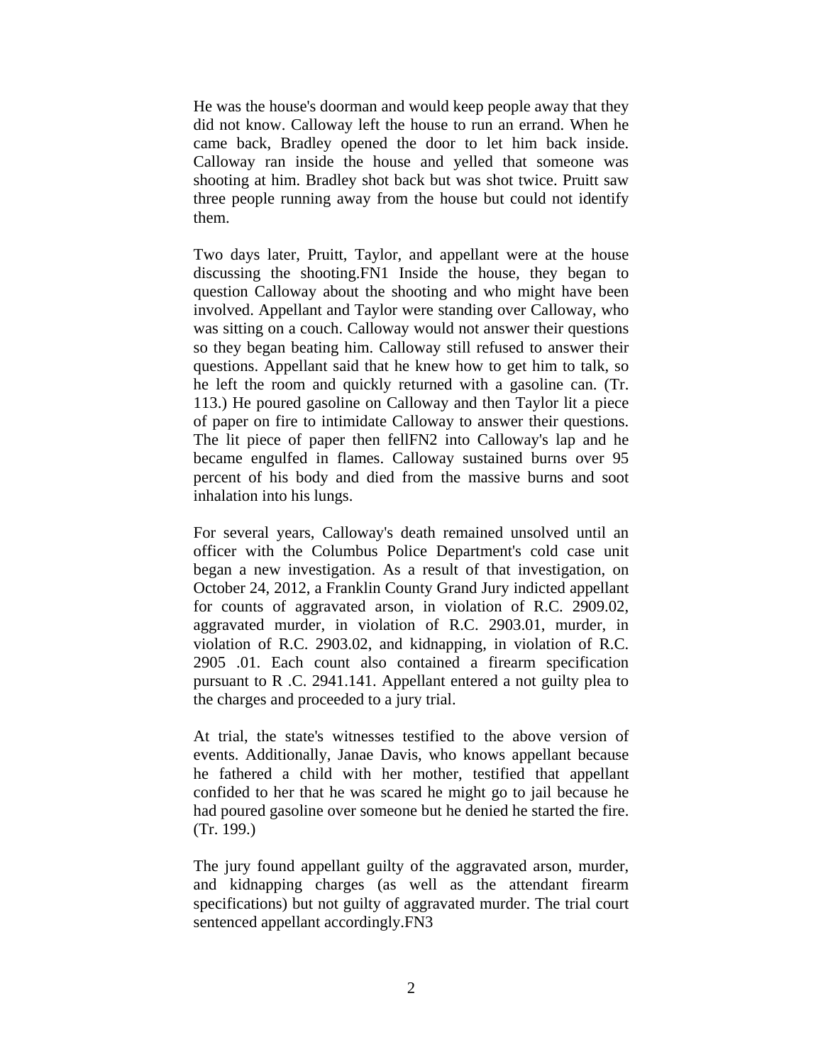He was the house's doorman and would keep people away that they did not know. Calloway left the house to run an errand. When he came back, Bradley opened the door to let him back inside. Calloway ran inside the house and yelled that someone was shooting at him. Bradley shot back but was shot twice. Pruitt saw three people running away from the house but could not identify them.

Two days later, Pruitt, Taylor, and appellant were at the house discussing the shooting.FN1 Inside the house, they began to question Calloway about the shooting and who might have been involved. Appellant and Taylor were standing over Calloway, who was sitting on a couch. Calloway would not answer their questions so they began beating him. Calloway still refused to answer their questions. Appellant said that he knew how to get him to talk, so he left the room and quickly returned with a gasoline can. (Tr. 113.) He poured gasoline on Calloway and then Taylor lit a piece of paper on fire to intimidate Calloway to answer their questions. The lit piece of paper then fellFN2 into Calloway's lap and he became engulfed in flames. Calloway sustained burns over 95 percent of his body and died from the massive burns and soot inhalation into his lungs.

For several years, Calloway's death remained unsolved until an officer with the Columbus Police Department's cold case unit began a new investigation. As a result of that investigation, on October 24, 2012, a Franklin County Grand Jury indicted appellant for counts of aggravated arson, in violation of R.C. 2909.02, aggravated murder, in violation of R.C. 2903.01, murder, in violation of R.C. 2903.02, and kidnapping, in violation of R.C. 2905 .01. Each count also contained a firearm specification pursuant to R .C. 2941.141. Appellant entered a not guilty plea to the charges and proceeded to a jury trial.

At trial, the state's witnesses testified to the above version of events. Additionally, Janae Davis, who knows appellant because he fathered a child with her mother, testified that appellant confided to her that he was scared he might go to jail because he had poured gasoline over someone but he denied he started the fire. (Tr. 199.)

The jury found appellant guilty of the aggravated arson, murder, and kidnapping charges (as well as the attendant firearm specifications) but not guilty of aggravated murder. The trial court sentenced appellant accordingly.FN3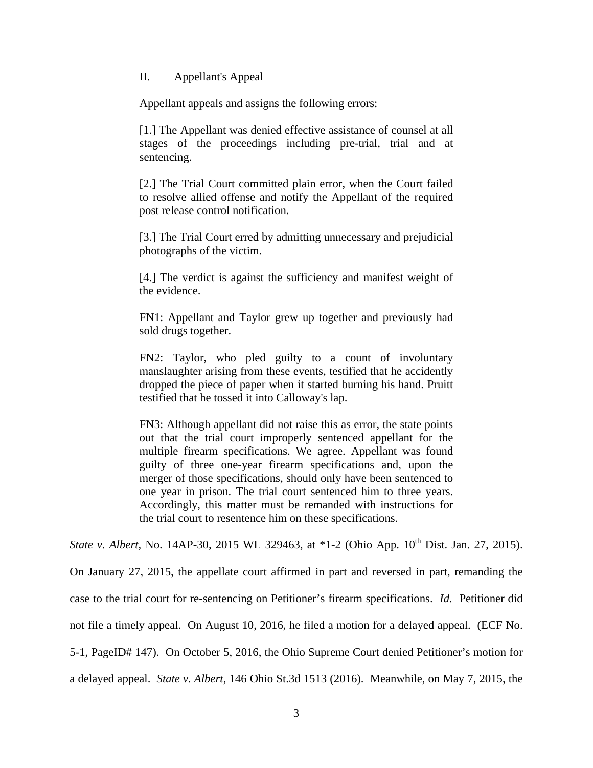> II. Appellant's Appeal
>
> Appellant appeals and assigns the following errors:
>
> [1.] The Appellant was denied effective assistance of counsel at all stages of the proceedings including pre-trial, trial and at sentencing.
>
> [2.] The Trial Court committed plain error, when the Court failed to resolve allied offense and notify the Appellant of the required post release control notification.
>
> [3.] The Trial Court erred by admitting unnecessary and prejudicial photographs of the victim.
>
> [4.] The verdict is against the sufficiency and manifest weight of the evidence.
>
> FN1: Appellant and Taylor grew up together and previously had sold drugs together.
>
> FN2: Taylor, who pled guilty to a count of involuntary manslaughter arising from these events, testified that he accidently dropped the piece of paper when it started burning his hand. Pruitt testified that he tossed it into Calloway's lap.
>
> FN3: Although appellant did not raise this as error, the state points out that the trial court improperly sentenced appellant for the multiple firearm specifications. We agree. Appellant was found guilty of three one-year firearm specifications and, upon the merger of those specifications, should only have been sentenced to one year in prison. The trial court sentenced him to three years. Accordingly, this matter must be remanded with instructions for the trial court to resentence him on these specifications.

*State v. Albert,* No. 14AP-30, 2015 WL 329463, at *1-2 (Ohio App. 10th Dist. Jan. 27, 2015). On January 27, 2015, the appellate court affirmed in part and reversed in part, remanding the case to the trial court for re-sentencing on Petitioner's firearm specifications. *Id.* Petitioner did not file a timely appeal. On August 10, 2016, he filed a motion for a delayed appeal. (ECF No. 5-1, PageID# 147). On October 5, 2016, the Ohio Supreme Court denied Petitioner's motion for a delayed appeal. *State v. Albert*, 146 Ohio St.3d 1513 (2016). Meanwhile, on May 7, 2015, the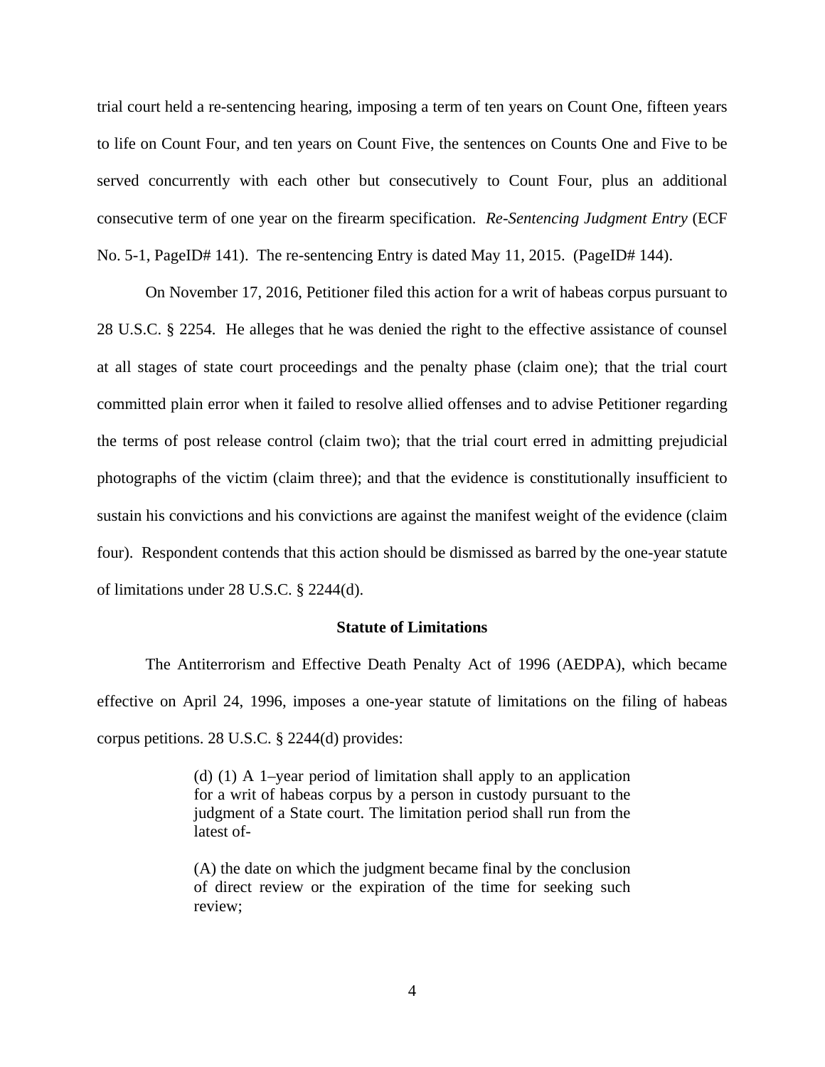trial court held a re-sentencing hearing, imposing a term of ten years on Count One, fifteen years to life on Count Four, and ten years on Count Five, the sentences on Counts One and Five to be served concurrently with each other but consecutively to Count Four, plus an additional consecutive term of one year on the firearm specification. *Re-Sentencing Judgment Entry* (ECF No. 5-1, PageID# 141). The re-sentencing Entry is dated May 11, 2015. (PageID# 144).

On November 17, 2016, Petitioner filed this action for a writ of habeas corpus pursuant to 28 U.S.C. § 2254. He alleges that he was denied the right to the effective assistance of counsel at all stages of state court proceedings and the penalty phase (claim one); that the trial court committed plain error when it failed to resolve allied offenses and to advise Petitioner regarding the terms of post release control (claim two); that the trial court erred in admitting prejudicial photographs of the victim (claim three); and that the evidence is constitutionally insufficient to sustain his convictions and his convictions are against the manifest weight of the evidence (claim four). Respondent contends that this action should be dismissed as barred by the one-year statute of limitations under 28 U.S.C. § 2244(d).

**Statute of Limitations**

The Antiterrorism and Effective Death Penalty Act of 1996 (AEDPA), which became effective on April 24, 1996, imposes a one-year statute of limitations on the filing of habeas corpus petitions. 28 U.S.C. § 2244(d) provides:

> (d) (1) A 1–year period of limitation shall apply to an application for a writ of habeas corpus by a person in custody pursuant to the judgment of a State court. The limitation period shall run from the latest of-
>
> (A) the date on which the judgment became final by the conclusion of direct review or the expiration of the time for seeking such review;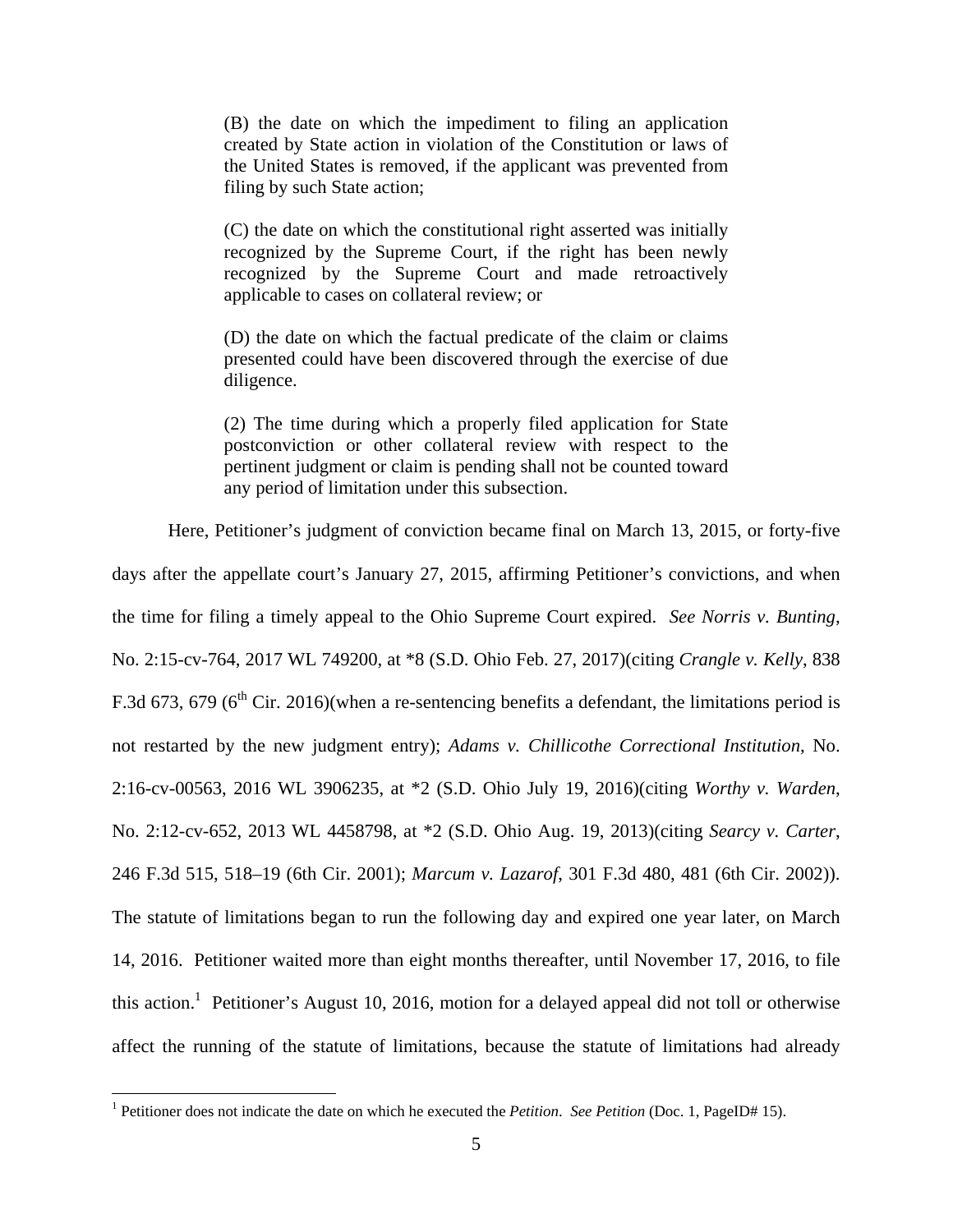> (B) the date on which the impediment to filing an application created by State action in violation of the Constitution or laws of the United States is removed, if the applicant was prevented from filing by such State action;
>
> (C) the date on which the constitutional right asserted was initially recognized by the Supreme Court, if the right has been newly recognized by the Supreme Court and made retroactively applicable to cases on collateral review; or
>
> (D) the date on which the factual predicate of the claim or claims presented could have been discovered through the exercise of due diligence.
>
> (2) The time during which a properly filed application for State postconviction or other collateral review with respect to the pertinent judgment or claim is pending shall not be counted toward any period of limitation under this subsection.

Here, Petitioner's judgment of conviction became final on March 13, 2015, or forty-five days after the appellate court's January 27, 2015, affirming Petitioner's convictions, and when the time for filing a timely appeal to the Ohio Supreme Court expired. *See Norris v. Bunting*, No. 2:15-cv-764, 2017 WL 749200, at *8 (S.D. Ohio Feb. 27, 2017)(citing *Crangle v. Kelly*, 838 F.3d 673, 679 (6th Cir. 2016)(when a re-sentencing benefits a defendant, the limitations period is not restarted by the new judgment entry); *Adams v. Chillicothe Correctional Institution*, No. 2:16-cv-00563, 2016 WL 3906235, at *2 (S.D. Ohio July 19, 2016)(citing *Worthy v. Warden*, No. 2:12-cv-652, 2013 WL 4458798, at *2 (S.D. Ohio Aug. 19, 2013)(citing *Searcy v. Carter*, 246 F.3d 515, 518–19 (6th Cir. 2001); *Marcum v. Lazarof*, 301 F.3d 480, 481 (6th Cir. 2002)). The statute of limitations began to run the following day and expired one year later, on March 14, 2016. Petitioner waited more than eight months thereafter, until November 17, 2016, to file this action.[1] Petitioner's August 10, 2016, motion for a delayed appeal did not toll or otherwise affect the running of the statute of limitations, because the statute of limitations had already

[1] Petitioner does not indicate the date on which he executed the *Petition*. *See Petition* (Doc. 1, PageID# 15).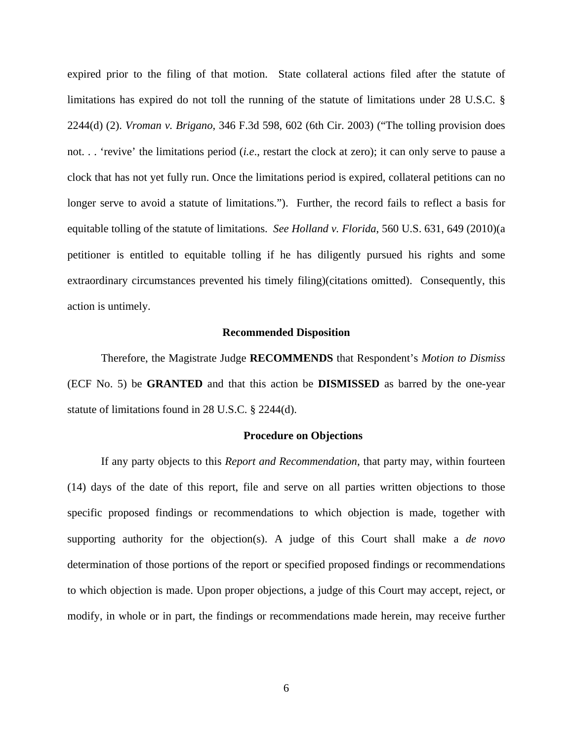expired prior to the filing of that motion. State collateral actions filed after the statute of limitations has expired do not toll the running of the statute of limitations under 28 U.S.C. § 2244(d) (2). *Vroman v. Brigano*, 346 F.3d 598, 602 (6th Cir. 2003) ("The tolling provision does not. . . 'revive' the limitations period (*i.e*., restart the clock at zero); it can only serve to pause a clock that has not yet fully run. Once the limitations period is expired, collateral petitions can no longer serve to avoid a statute of limitations."). Further, the record fails to reflect a basis for equitable tolling of the statute of limitations. *See Holland v. Florida*, 560 U.S. 631, 649 (2010)(a petitioner is entitled to equitable tolling if he has diligently pursued his rights and some extraordinary circumstances prevented his timely filing)(citations omitted). Consequently, this action is untimely.

**Recommended Disposition**

Therefore, the Magistrate Judge **RECOMMENDS** that Respondent's *Motion to Dismiss* (ECF No. 5) be **GRANTED** and that this action be **DISMISSED** as barred by the one-year statute of limitations found in 28 U.S.C. § 2244(d).

**Procedure on Objections**

If any party objects to this *Report and Recommendation*, that party may, within fourteen (14) days of the date of this report, file and serve on all parties written objections to those specific proposed findings or recommendations to which objection is made, together with supporting authority for the objection(s). A judge of this Court shall make a *de novo* determination of those portions of the report or specified proposed findings or recommendations to which objection is made. Upon proper objections, a judge of this Court may accept, reject, or modify, in whole or in part, the findings or recommendations made herein, may receive further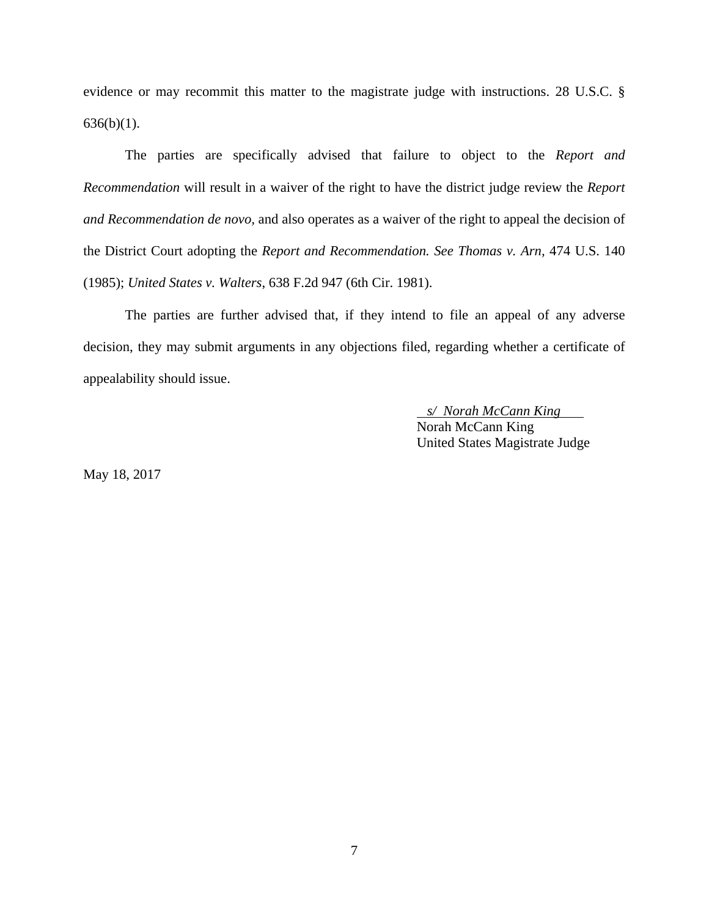evidence or may recommit this matter to the magistrate judge with instructions. 28 U.S.C. § 636(b)(1).

The parties are specifically advised that failure to object to the *Report and Recommendation* will result in a waiver of the right to have the district judge review the *Report and Recommendation de novo,* and also operates as a waiver of the right to appeal the decision of the District Court adopting the *Report and Recommendation. See Thomas v. Arn*, 474 U.S. 140 (1985); *United States v. Walters*, 638 F.2d 947 (6th Cir. 1981).

The parties are further advised that, if they intend to file an appeal of any adverse decision, they may submit arguments in any objections filed, regarding whether a certificate of appealability should issue.

*s/ Norah McCann King*
Norah McCann King
United States Magistrate Judge

May 18, 2017